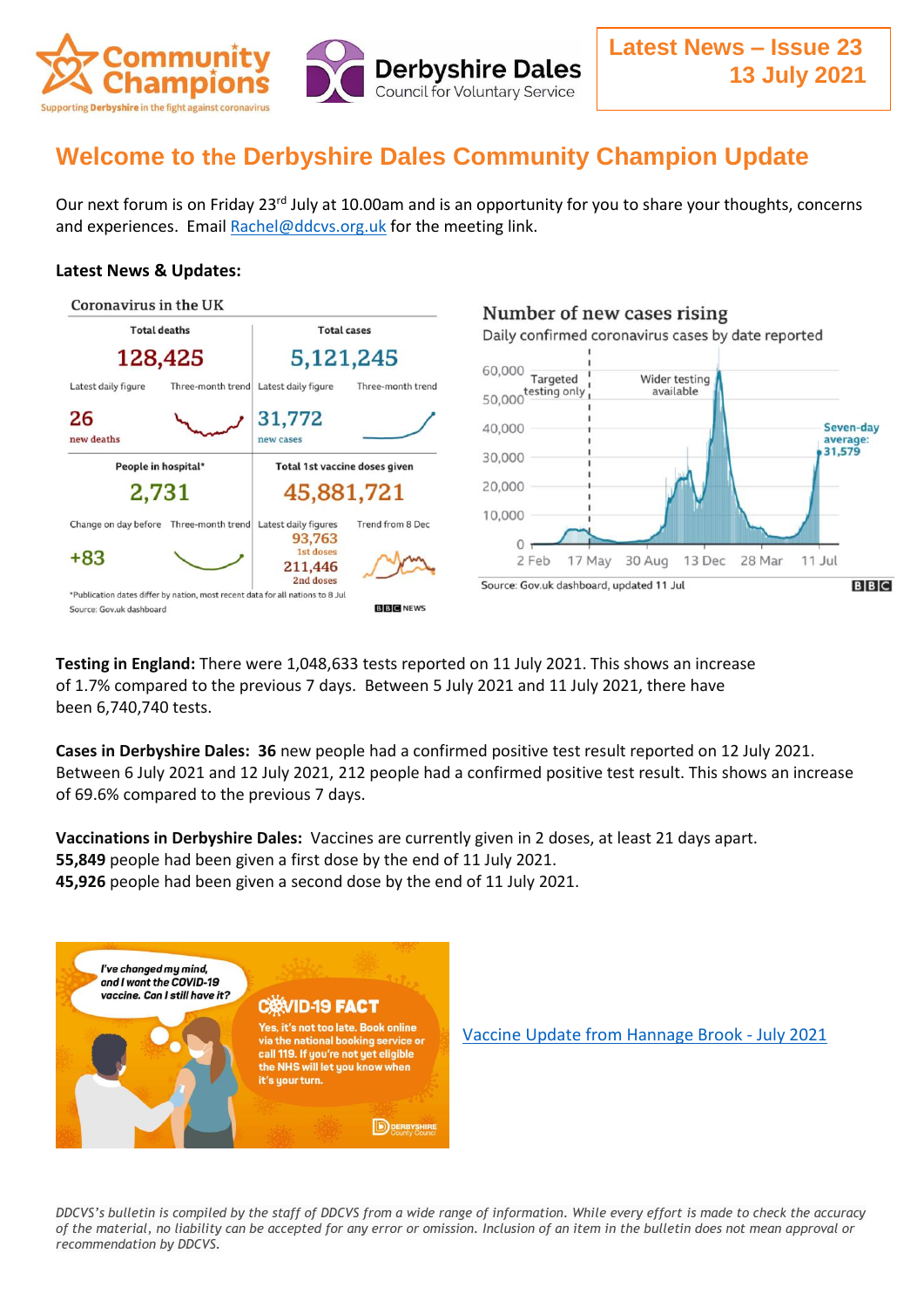# Latest News – Issue 23
# 13 July 2021

## Welcome to the Derbyshire Dales Community Champion Update

Our next forum is on Friday 23rd July at 10.00am and is an opportunity for you to share your thoughts, concerns and experiences. Email Rachel@ddcvs.org.uk for the meeting link.

### Latest News & Updates:

**Coronavirus in the UK**

| Total deaths | Total cases |
|---|---|
| 128,425 | 5,121,245 |
| Latest daily figure: 26 new deaths | Latest daily figure: 31,772 new cases |

| People in hospital* | Total 1st vaccine doses given |
|---|---|
| 2,731 | 45,881,721 |
| Change on day before: +83 | Latest daily figures: 93,763 1st doses; 211,446 2nd doses |

*Publication dates differ by nation, most recent data for all nations to 8 Jul
Source: Gov.uk dashboard

**Number of new cases rising**
Daily confirmed coronavirus cases by date reported
Seven-day average: 31,579
Source: Gov.uk dashboard, updated 11 Jul

**Testing in England:** There were 1,048,633 tests reported on 11 July 2021. This shows an increase of 1.7% compared to the previous 7 days. Between 5 July 2021 and 11 July 2021, there have been 6,740,740 tests.

**Cases in Derbyshire Dales:** **36** new people had a confirmed positive test result reported on 12 July 2021. Between 6 July 2021 and 12 July 2021, 212 people had a confirmed positive test result. This shows an increase of 69.6% compared to the previous 7 days.

**Vaccinations in Derbyshire Dales:** Vaccines are currently given in 2 doses, at least 21 days apart.
**55,849** people had been given a first dose by the end of 11 July 2021.
**45,926** people had been given a second dose by the end of 11 July 2021.

I've changed my mind, and I want the COVID-19 vaccine. Can I still have it?

COVID-19 FACT: Yes, it's not too late. Book online via the national booking service or call 119. If you're not yet eligible the NHS will let you know when it's your turn.

Vaccine Update from Hannage Brook - July 2021

*DDCVS's bulletin is compiled by the staff of DDCVS from a wide range of information. While every effort is made to check the accuracy of the material, no liability can be accepted for any error or omission. Inclusion of an item in the bulletin does not mean approval or recommendation by DDCVS.*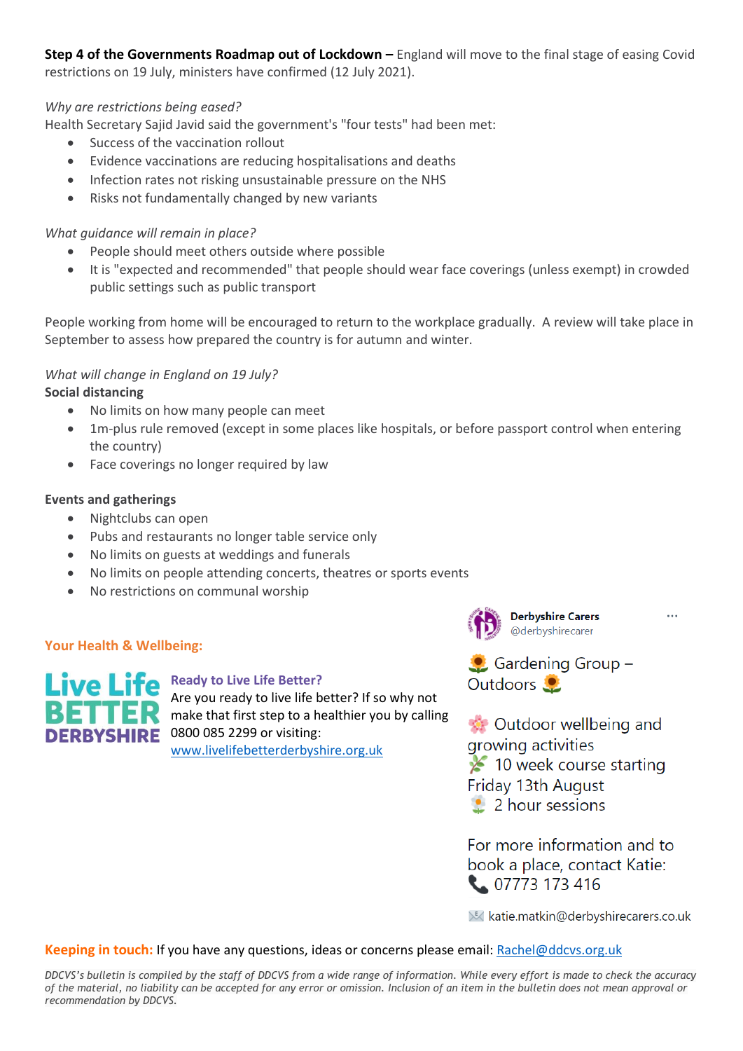**Step 4 of the Governments Roadmap out of Lockdown –** England will move to the final stage of easing Covid restrictions on 19 July, ministers have confirmed (12 July 2021).

*Why are restrictions being eased?*

Health Secretary Sajid Javid said the government's "four tests" had been met:

- Success of the vaccination rollout
- Evidence vaccinations are reducing hospitalisations and deaths
- Infection rates not risking unsustainable pressure on the NHS
- Risks not fundamentally changed by new variants

*What guidance will remain in place?*

- People should meet others outside where possible
- It is "expected and recommended" that people should wear face coverings (unless exempt) in crowded public settings such as public transport

People working from home will be encouraged to return to the workplace gradually. A review will take place in September to assess how prepared the country is for autumn and winter.

*What will change in England on 19 July?*

**Social distancing**

- No limits on how many people can meet
- 1m-plus rule removed (except in some places like hospitals, or before passport control when entering the country)
- Face coverings no longer required by law

**Events and gatherings**

- Nightclubs can open
- Pubs and restaurants no longer table service only
- No limits on guests at weddings and funerals
- No limits on people attending concerts, theatres or sports events
- No restrictions on communal worship

**Your Health & Wellbeing:**

Live Life BETTER DERBYSHIRE

**Ready to Live Life Better?**

Are you ready to live life better? If so why not make that first step to a healthier you by calling 0800 085 2299 or visiting: www.livelifebetterderbyshire.org.uk

**Derbyshire Carers**
@derbyshirecarer

🌻 Gardening Group – Outdoors 🌻

🌸 Outdoor wellbeing and growing activities
🌿 10 week course starting Friday 13th August
🌼 2 hour sessions

For more information and to book a place, contact Katie:
📞 07773 173 416

📧 katie.matkin@derbyshirecarers.co.uk

**Keeping in touch:** If you have any questions, ideas or concerns please email: Rachel@ddcvs.org.uk

*DDCVS's bulletin is compiled by the staff of DDCVS from a wide range of information. While every effort is made to check the accuracy of the material, no liability can be accepted for any error or omission. Inclusion of an item in the bulletin does not mean approval or recommendation by DDCVS.*